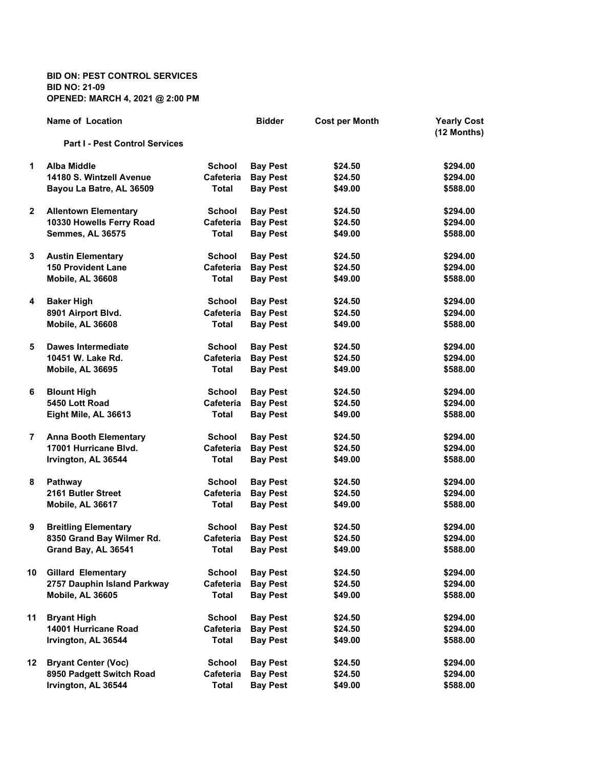**BID ON: PEST CONTROL SERVICES**
**BID NO: 21-09**
**OPENED: MARCH 4, 2021 @ 2:00 PM**

| | Name of Location | | Bidder | Cost per Month | Yearly Cost (12 Months) |
|---|---|---|---|---|---|
| | **Part I - Pest Control Services** | | | | |
| 1 | Alba Middle | School | Bay Pest | $24.50 | $294.00 |
| | 14180 S. Wintzell Avenue | Cafeteria | Bay Pest | $24.50 | $294.00 |
| | Bayou La Batre, AL 36509 | Total | Bay Pest | $49.00 | $588.00 |
| 2 | Allentown Elementary | School | Bay Pest | $24.50 | $294.00 |
| | 10330 Howells Ferry Road | Cafeteria | Bay Pest | $24.50 | $294.00 |
| | Semmes, AL 36575 | Total | Bay Pest | $49.00 | $588.00 |
| 3 | Austin Elementary | School | Bay Pest | $24.50 | $294.00 |
| | 150 Provident Lane | Cafeteria | Bay Pest | $24.50 | $294.00 |
| | Mobile, AL 36608 | Total | Bay Pest | $49.00 | $588.00 |
| 4 | Baker High | School | Bay Pest | $24.50 | $294.00 |
| | 8901 Airport Blvd. | Cafeteria | Bay Pest | $24.50 | $294.00 |
| | Mobile, AL 36608 | Total | Bay Pest | $49.00 | $588.00 |
| 5 | Dawes Intermediate | School | Bay Pest | $24.50 | $294.00 |
| | 10451 W. Lake Rd. | Cafeteria | Bay Pest | $24.50 | $294.00 |
| | Mobile, AL 36695 | Total | Bay Pest | $49.00 | $588.00 |
| 6 | Blount High | School | Bay Pest | $24.50 | $294.00 |
| | 5450 Lott Road | Cafeteria | Bay Pest | $24.50 | $294.00 |
| | Eight Mile, AL 36613 | Total | Bay Pest | $49.00 | $588.00 |
| 7 | Anna Booth Elementary | School | Bay Pest | $24.50 | $294.00 |
| | 17001 Hurricane Blvd. | Cafeteria | Bay Pest | $24.50 | $294.00 |
| | Irvington, AL 36544 | Total | Bay Pest | $49.00 | $588.00 |
| 8 | Pathway | School | Bay Pest | $24.50 | $294.00 |
| | 2161 Butler Street | Cafeteria | Bay Pest | $24.50 | $294.00 |
| | Mobile, AL 36617 | Total | Bay Pest | $49.00 | $588.00 |
| 9 | Breitling Elementary | School | Bay Pest | $24.50 | $294.00 |
| | 8350 Grand Bay Wilmer Rd. | Cafeteria | Bay Pest | $24.50 | $294.00 |
| | Grand Bay, AL 36541 | Total | Bay Pest | $49.00 | $588.00 |
| 10 | Gillard Elementary | School | Bay Pest | $24.50 | $294.00 |
| | 2757 Dauphin Island Parkway | Cafeteria | Bay Pest | $24.50 | $294.00 |
| | Mobile, AL 36605 | Total | Bay Pest | $49.00 | $588.00 |
| 11 | Bryant High | School | Bay Pest | $24.50 | $294.00 |
| | 14001 Hurricane Road | Cafeteria | Bay Pest | $24.50 | $294.00 |
| | Irvington, AL 36544 | Total | Bay Pest | $49.00 | $588.00 |
| 12 | Bryant Center (Voc) | School | Bay Pest | $24.50 | $294.00 |
| | 8950 Padgett Switch Road | Cafeteria | Bay Pest | $24.50 | $294.00 |
| | Irvington, AL 36544 | Total | Bay Pest | $49.00 | $588.00 |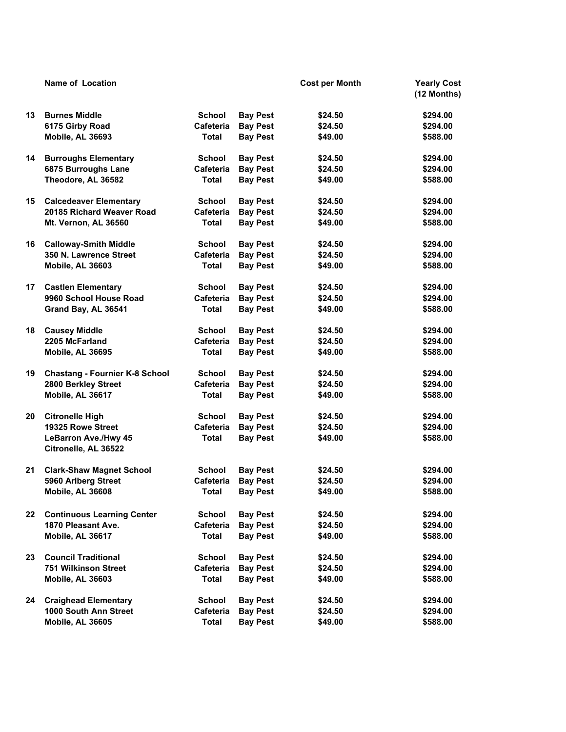| | Name of Location | | | Cost per Month | Yearly Cost (12 Months) |
|---|---|---|---|---|---|
| 13 | Burnes Middle | School | Bay Pest | $24.50 | $294.00 |
| | 6175 Girby Road | Cafeteria | Bay Pest | $24.50 | $294.00 |
| | Mobile, AL 36693 | Total | Bay Pest | $49.00 | $588.00 |
| 14 | Burroughs Elementary | School | Bay Pest | $24.50 | $294.00 |
| | 6875 Burroughs Lane | Cafeteria | Bay Pest | $24.50 | $294.00 |
| | Theodore, AL 36582 | Total | Bay Pest | $49.00 | $588.00 |
| 15 | Calcedeaver Elementary | School | Bay Pest | $24.50 | $294.00 |
| | 20185 Richard Weaver Road | Cafeteria | Bay Pest | $24.50 | $294.00 |
| | Mt. Vernon, AL 36560 | Total | Bay Pest | $49.00 | $588.00 |
| 16 | Calloway-Smith Middle | School | Bay Pest | $24.50 | $294.00 |
| | 350 N. Lawrence Street | Cafeteria | Bay Pest | $24.50 | $294.00 |
| | Mobile, AL 36603 | Total | Bay Pest | $49.00 | $588.00 |
| 17 | Castlen Elementary | School | Bay Pest | $24.50 | $294.00 |
| | 9960 School House Road | Cafeteria | Bay Pest | $24.50 | $294.00 |
| | Grand Bay, AL 36541 | Total | Bay Pest | $49.00 | $588.00 |
| 18 | Causey Middle | School | Bay Pest | $24.50 | $294.00 |
| | 2205 McFarland | Cafeteria | Bay Pest | $24.50 | $294.00 |
| | Mobile, AL 36695 | Total | Bay Pest | $49.00 | $588.00 |
| 19 | Chastang - Fournier K-8 School | School | Bay Pest | $24.50 | $294.00 |
| | 2800 Berkley Street | Cafeteria | Bay Pest | $24.50 | $294.00 |
| | Mobile, AL 36617 | Total | Bay Pest | $49.00 | $588.00 |
| 20 | Citronelle High | School | Bay Pest | $24.50 | $294.00 |
| | 19325 Rowe Street | Cafeteria | Bay Pest | $24.50 | $294.00 |
| | LeBarron Ave./Hwy 45 | Total | Bay Pest | $49.00 | $588.00 |
| | Citronelle, AL 36522 | | | | |
| 21 | Clark-Shaw Magnet School | School | Bay Pest | $24.50 | $294.00 |
| | 5960 Arlberg Street | Cafeteria | Bay Pest | $24.50 | $294.00 |
| | Mobile, AL 36608 | Total | Bay Pest | $49.00 | $588.00 |
| 22 | Continuous Learning Center | School | Bay Pest | $24.50 | $294.00 |
| | 1870 Pleasant Ave. | Cafeteria | Bay Pest | $24.50 | $294.00 |
| | Mobile, AL 36617 | Total | Bay Pest | $49.00 | $588.00 |
| 23 | Council Traditional | School | Bay Pest | $24.50 | $294.00 |
| | 751 Wilkinson Street | Cafeteria | Bay Pest | $24.50 | $294.00 |
| | Mobile, AL 36603 | Total | Bay Pest | $49.00 | $588.00 |
| 24 | Craighead Elementary | School | Bay Pest | $24.50 | $294.00 |
| | 1000 South Ann Street | Cafeteria | Bay Pest | $24.50 | $294.00 |
| | Mobile, AL 36605 | Total | Bay Pest | $49.00 | $588.00 |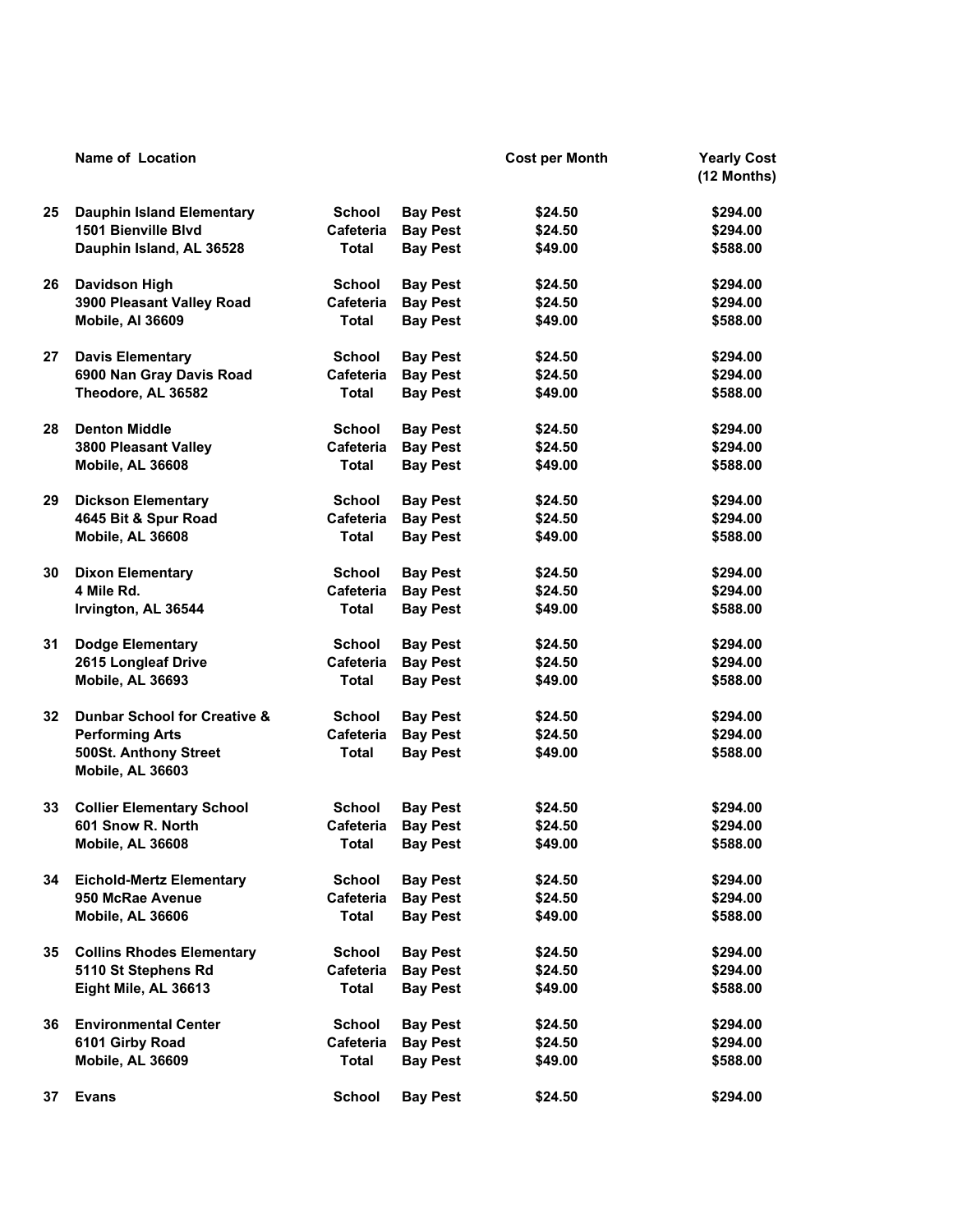| | Name of Location | | | Cost per Month | Yearly Cost (12 Months) |
|---|---|---|---|---|---|
| 25 | Dauphin Island Elementary | School | Bay Pest | $24.50 | $294.00 |
| | 1501 Bienville Blvd | Cafeteria | Bay Pest | $24.50 | $294.00 |
| | Dauphin Island, AL 36528 | Total | Bay Pest | $49.00 | $588.00 |
| 26 | Davidson High | School | Bay Pest | $24.50 | $294.00 |
| | 3900 Pleasant Valley Road | Cafeteria | Bay Pest | $24.50 | $294.00 |
| | Mobile, Al 36609 | Total | Bay Pest | $49.00 | $588.00 |
| 27 | Davis Elementary | School | Bay Pest | $24.50 | $294.00 |
| | 6900 Nan Gray Davis Road | Cafeteria | Bay Pest | $24.50 | $294.00 |
| | Theodore, AL 36582 | Total | Bay Pest | $49.00 | $588.00 |
| 28 | Denton Middle | School | Bay Pest | $24.50 | $294.00 |
| | 3800 Pleasant Valley | Cafeteria | Bay Pest | $24.50 | $294.00 |
| | Mobile, AL 36608 | Total | Bay Pest | $49.00 | $588.00 |
| 29 | Dickson Elementary | School | Bay Pest | $24.50 | $294.00 |
| | 4645 Bit & Spur Road | Cafeteria | Bay Pest | $24.50 | $294.00 |
| | Mobile, AL 36608 | Total | Bay Pest | $49.00 | $588.00 |
| 30 | Dixon Elementary | School | Bay Pest | $24.50 | $294.00 |
| | 4 Mile Rd. | Cafeteria | Bay Pest | $24.50 | $294.00 |
| | Irvington, AL 36544 | Total | Bay Pest | $49.00 | $588.00 |
| 31 | Dodge Elementary | School | Bay Pest | $24.50 | $294.00 |
| | 2615 Longleaf Drive | Cafeteria | Bay Pest | $24.50 | $294.00 |
| | Mobile, AL 36693 | Total | Bay Pest | $49.00 | $588.00 |
| 32 | Dunbar School for Creative & | School | Bay Pest | $24.50 | $294.00 |
| | Performing Arts | Cafeteria | Bay Pest | $24.50 | $294.00 |
| | 500St. Anthony Street | Total | Bay Pest | $49.00 | $588.00 |
| | Mobile, AL 36603 | | | | |
| 33 | Collier Elementary School | School | Bay Pest | $24.50 | $294.00 |
| | 601 Snow R. North | Cafeteria | Bay Pest | $24.50 | $294.00 |
| | Mobile, AL 36608 | Total | Bay Pest | $49.00 | $588.00 |
| 34 | Eichold-Mertz Elementary | School | Bay Pest | $24.50 | $294.00 |
| | 950 McRae Avenue | Cafeteria | Bay Pest | $24.50 | $294.00 |
| | Mobile, AL 36606 | Total | Bay Pest | $49.00 | $588.00 |
| 35 | Collins Rhodes Elementary | School | Bay Pest | $24.50 | $294.00 |
| | 5110 St Stephens Rd | Cafeteria | Bay Pest | $24.50 | $294.00 |
| | Eight Mile, AL 36613 | Total | Bay Pest | $49.00 | $588.00 |
| 36 | Environmental Center | School | Bay Pest | $24.50 | $294.00 |
| | 6101 Girby Road | Cafeteria | Bay Pest | $24.50 | $294.00 |
| | Mobile, AL 36609 | Total | Bay Pest | $49.00 | $588.00 |
| 37 | Evans | School | Bay Pest | $24.50 | $294.00 |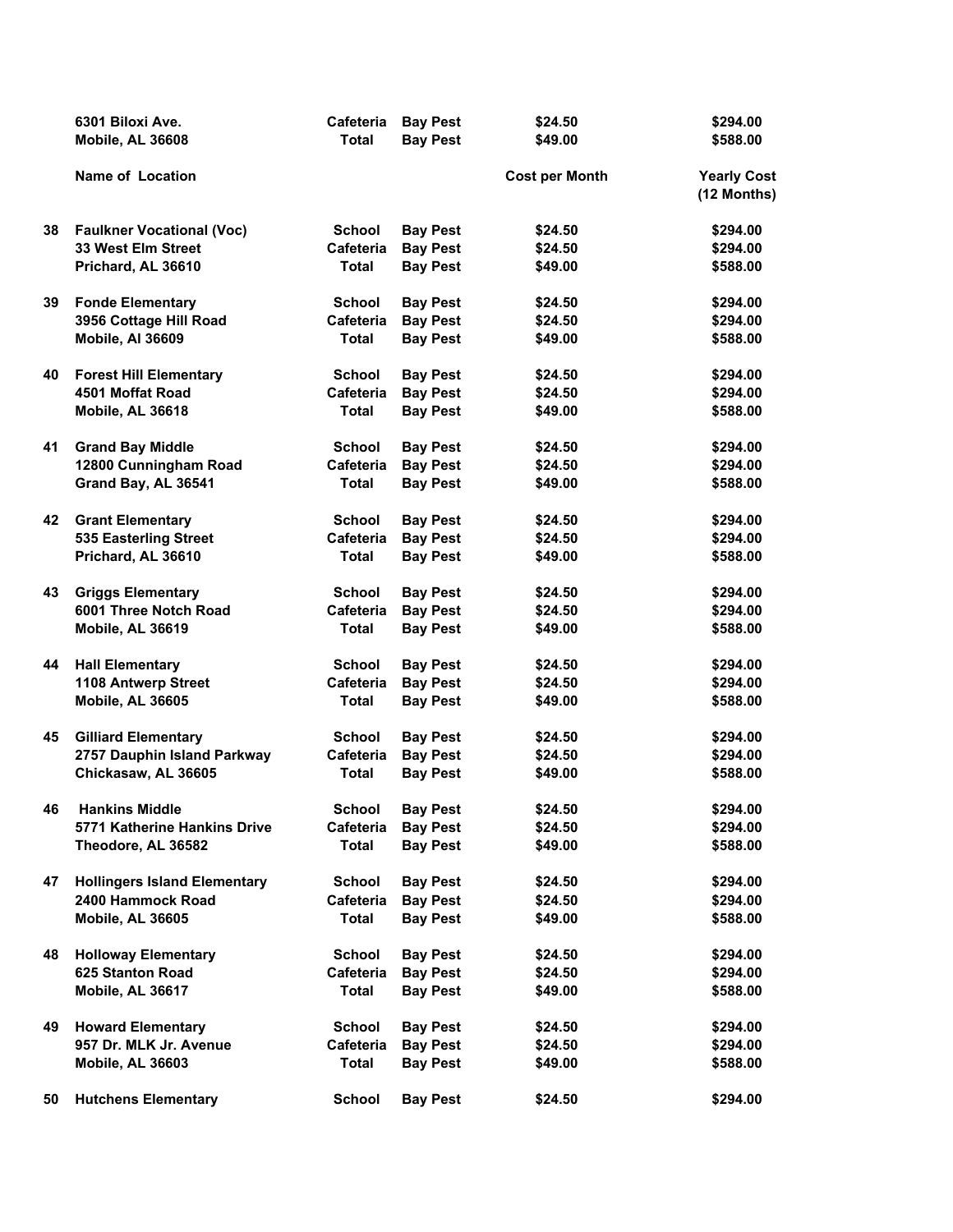| | | | | | |
|---|---|---|---|---|---|
| | 6301 Biloxi Ave. | Cafeteria | Bay Pest | $24.50 | $294.00 |
| | Mobile, AL 36608 | Total | Bay Pest | $49.00 | $588.00 |
| | **Name of Location** | | | **Cost per Month** | **Yearly Cost (12 Months)** |
| 38 | Faulkner Vocational (Voc) | School | Bay Pest | $24.50 | $294.00 |
| | 33 West Elm Street | Cafeteria | Bay Pest | $24.50 | $294.00 |
| | Prichard, AL 36610 | Total | Bay Pest | $49.00 | $588.00 |
| 39 | Fonde Elementary | School | Bay Pest | $24.50 | $294.00 |
| | 3956 Cottage Hill Road | Cafeteria | Bay Pest | $24.50 | $294.00 |
| | Mobile, Al 36609 | Total | Bay Pest | $49.00 | $588.00 |
| 40 | Forest Hill Elementary | School | Bay Pest | $24.50 | $294.00 |
| | 4501 Moffat Road | Cafeteria | Bay Pest | $24.50 | $294.00 |
| | Mobile, AL 36618 | Total | Bay Pest | $49.00 | $588.00 |
| 41 | Grand Bay Middle | School | Bay Pest | $24.50 | $294.00 |
| | 12800 Cunningham Road | Cafeteria | Bay Pest | $24.50 | $294.00 |
| | Grand Bay, AL 36541 | Total | Bay Pest | $49.00 | $588.00 |
| 42 | Grant Elementary | School | Bay Pest | $24.50 | $294.00 |
| | 535 Easterling Street | Cafeteria | Bay Pest | $24.50 | $294.00 |
| | Prichard, AL 36610 | Total | Bay Pest | $49.00 | $588.00 |
| 43 | Griggs Elementary | School | Bay Pest | $24.50 | $294.00 |
| | 6001 Three Notch Road | Cafeteria | Bay Pest | $24.50 | $294.00 |
| | Mobile, AL 36619 | Total | Bay Pest | $49.00 | $588.00 |
| 44 | Hall Elementary | School | Bay Pest | $24.50 | $294.00 |
| | 1108 Antwerp Street | Cafeteria | Bay Pest | $24.50 | $294.00 |
| | Mobile, AL 36605 | Total | Bay Pest | $49.00 | $588.00 |
| 45 | Gilliard Elementary | School | Bay Pest | $24.50 | $294.00 |
| | 2757 Dauphin Island Parkway | Cafeteria | Bay Pest | $24.50 | $294.00 |
| | Chickasaw, AL 36605 | Total | Bay Pest | $49.00 | $588.00 |
| 46 | Hankins Middle | School | Bay Pest | $24.50 | $294.00 |
| | 5771 Katherine Hankins Drive | Cafeteria | Bay Pest | $24.50 | $294.00 |
| | Theodore, AL 36582 | Total | Bay Pest | $49.00 | $588.00 |
| 47 | Hollingers Island Elementary | School | Bay Pest | $24.50 | $294.00 |
| | 2400 Hammock Road | Cafeteria | Bay Pest | $24.50 | $294.00 |
| | Mobile, AL 36605 | Total | Bay Pest | $49.00 | $588.00 |
| 48 | Holloway Elementary | School | Bay Pest | $24.50 | $294.00 |
| | 625 Stanton Road | Cafeteria | Bay Pest | $24.50 | $294.00 |
| | Mobile, AL 36617 | Total | Bay Pest | $49.00 | $588.00 |
| 49 | Howard Elementary | School | Bay Pest | $24.50 | $294.00 |
| | 957 Dr. MLK Jr. Avenue | Cafeteria | Bay Pest | $24.50 | $294.00 |
| | Mobile, AL 36603 | Total | Bay Pest | $49.00 | $588.00 |
| 50 | Hutchens Elementary | School | Bay Pest | $24.50 | $294.00 |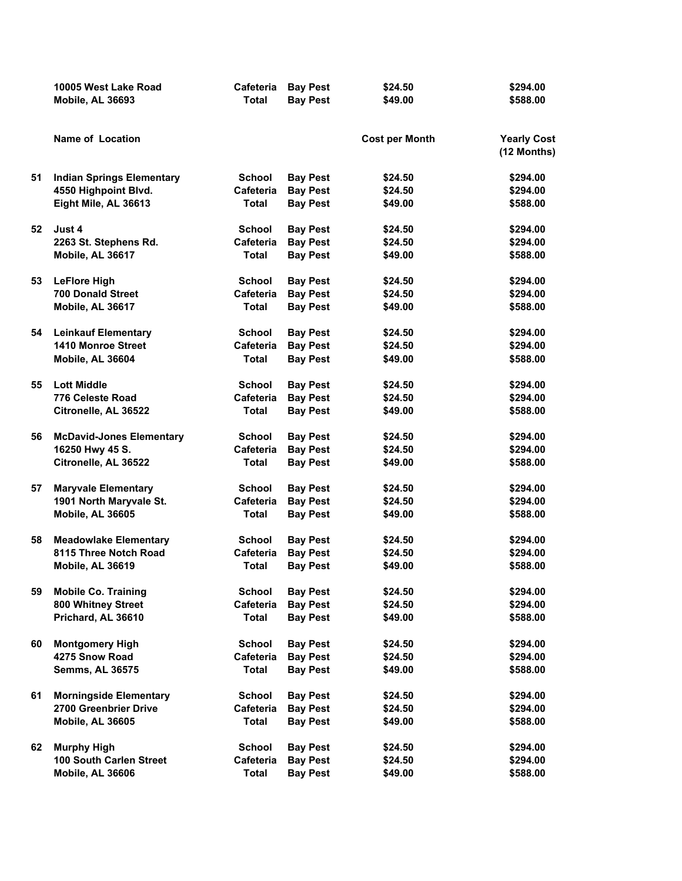| | | | | | |
|---|---|---|---|---|---|
| | 10005 West Lake Road | Cafeteria | Bay Pest | $24.50 | $294.00 |
| | Mobile, AL 36693 | Total | Bay Pest | $49.00 | $588.00 |

| | Name of Location | | | Cost per Month | Yearly Cost (12 Months) |
|---|---|---|---|---|---|
| 51 | Indian Springs Elementary | School | Bay Pest | $24.50 | $294.00 |
| | 4550 Highpoint Blvd. | Cafeteria | Bay Pest | $24.50 | $294.00 |
| | Eight Mile, AL 36613 | Total | Bay Pest | $49.00 | $588.00 |
| 52 | Just 4 | School | Bay Pest | $24.50 | $294.00 |
| | 2263 St. Stephens Rd. | Cafeteria | Bay Pest | $24.50 | $294.00 |
| | Mobile, AL 36617 | Total | Bay Pest | $49.00 | $588.00 |
| 53 | LeFlore High | School | Bay Pest | $24.50 | $294.00 |
| | 700 Donald Street | Cafeteria | Bay Pest | $24.50 | $294.00 |
| | Mobile, AL 36617 | Total | Bay Pest | $49.00 | $588.00 |
| 54 | Leinkauf Elementary | School | Bay Pest | $24.50 | $294.00 |
| | 1410 Monroe Street | Cafeteria | Bay Pest | $24.50 | $294.00 |
| | Mobile, AL 36604 | Total | Bay Pest | $49.00 | $588.00 |
| 55 | Lott Middle | School | Bay Pest | $24.50 | $294.00 |
| | 776 Celeste Road | Cafeteria | Bay Pest | $24.50 | $294.00 |
| | Citronelle, AL 36522 | Total | Bay Pest | $49.00 | $588.00 |
| 56 | McDavid-Jones Elementary | School | Bay Pest | $24.50 | $294.00 |
| | 16250 Hwy 45 S. | Cafeteria | Bay Pest | $24.50 | $294.00 |
| | Citronelle, AL 36522 | Total | Bay Pest | $49.00 | $588.00 |
| 57 | Maryvale Elementary | School | Bay Pest | $24.50 | $294.00 |
| | 1901 North Maryvale St. | Cafeteria | Bay Pest | $24.50 | $294.00 |
| | Mobile, AL 36605 | Total | Bay Pest | $49.00 | $588.00 |
| 58 | Meadowlake Elementary | School | Bay Pest | $24.50 | $294.00 |
| | 8115 Three Notch Road | Cafeteria | Bay Pest | $24.50 | $294.00 |
| | Mobile, AL 36619 | Total | Bay Pest | $49.00 | $588.00 |
| 59 | Mobile Co. Training | School | Bay Pest | $24.50 | $294.00 |
| | 800 Whitney Street | Cafeteria | Bay Pest | $24.50 | $294.00 |
| | Prichard, AL 36610 | Total | Bay Pest | $49.00 | $588.00 |
| 60 | Montgomery High | School | Bay Pest | $24.50 | $294.00 |
| | 4275 Snow Road | Cafeteria | Bay Pest | $24.50 | $294.00 |
| | Semms, AL 36575 | Total | Bay Pest | $49.00 | $588.00 |
| 61 | Morningside Elementary | School | Bay Pest | $24.50 | $294.00 |
| | 2700 Greenbrier Drive | Cafeteria | Bay Pest | $24.50 | $294.00 |
| | Mobile, AL 36605 | Total | Bay Pest | $49.00 | $588.00 |
| 62 | Murphy High | School | Bay Pest | $24.50 | $294.00 |
| | 100 South Carlen Street | Cafeteria | Bay Pest | $24.50 | $294.00 |
| | Mobile, AL 36606 | Total | Bay Pest | $49.00 | $588.00 |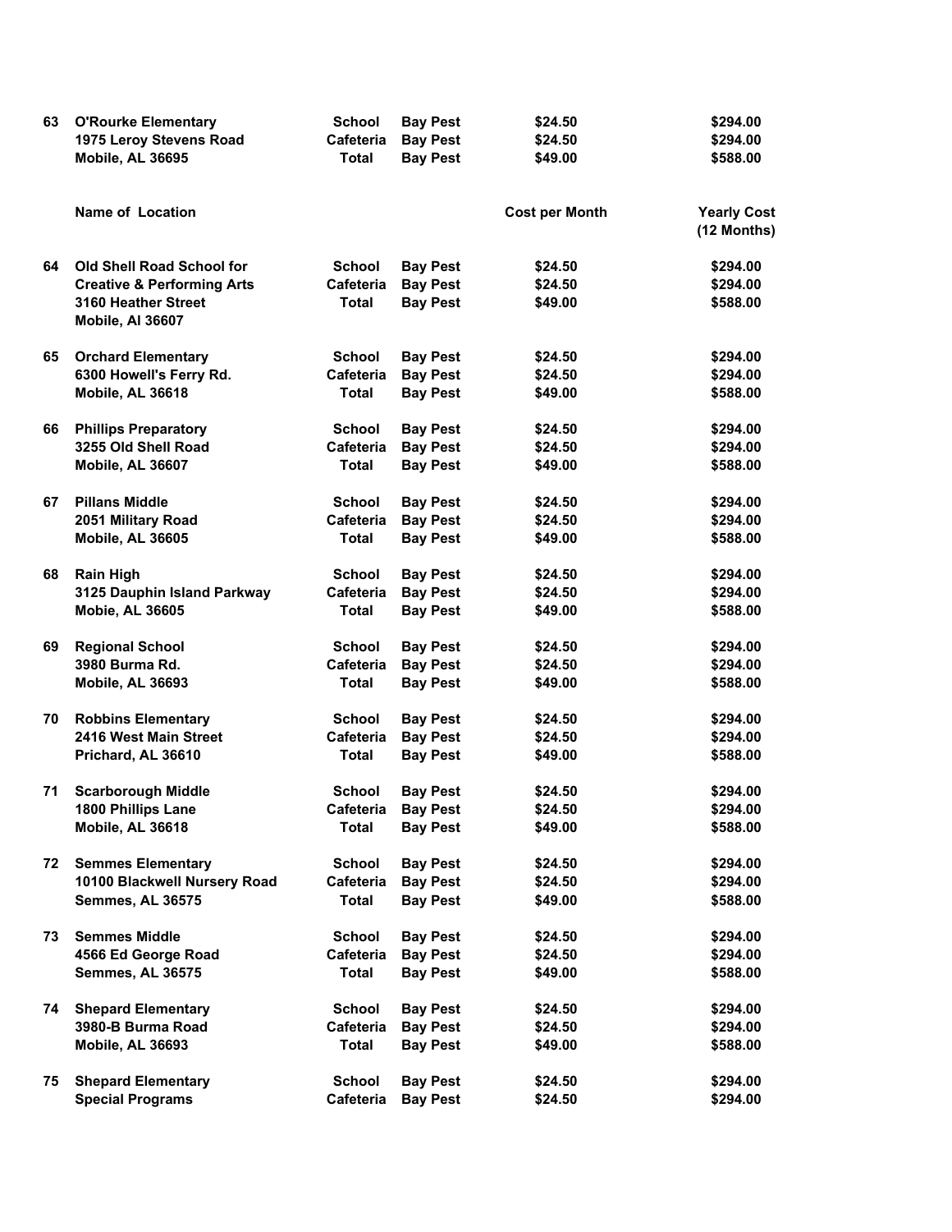| | | | | | |
|---|---|---|---|---|---|
| 63 | O'Rourke Elementary | School | Bay Pest | $24.50 | $294.00 |
| | 1975 Leroy Stevens Road | Cafeteria | Bay Pest | $24.50 | $294.00 |
| | Mobile, AL 36695 | Total | Bay Pest | $49.00 | $588.00 |

| | Name of Location | | | Cost per Month | Yearly Cost (12 Months) |
|---|---|---|---|---|---|
| 64 | Old Shell Road School for | School | Bay Pest | $24.50 | $294.00 |
| | Creative & Performing Arts | Cafeteria | Bay Pest | $24.50 | $294.00 |
| | 3160 Heather Street | Total | Bay Pest | $49.00 | $588.00 |
| | Mobile, Al 36607 | | | | |
| 65 | Orchard Elementary | School | Bay Pest | $24.50 | $294.00 |
| | 6300 Howell's Ferry Rd. | Cafeteria | Bay Pest | $24.50 | $294.00 |
| | Mobile, AL 36618 | Total | Bay Pest | $49.00 | $588.00 |
| 66 | Phillips Preparatory | School | Bay Pest | $24.50 | $294.00 |
| | 3255 Old Shell Road | Cafeteria | Bay Pest | $24.50 | $294.00 |
| | Mobile, AL 36607 | Total | Bay Pest | $49.00 | $588.00 |
| 67 | Pillans Middle | School | Bay Pest | $24.50 | $294.00 |
| | 2051 Military Road | Cafeteria | Bay Pest | $24.50 | $294.00 |
| | Mobile, AL 36605 | Total | Bay Pest | $49.00 | $588.00 |
| 68 | Rain High | School | Bay Pest | $24.50 | $294.00 |
| | 3125 Dauphin Island Parkway | Cafeteria | Bay Pest | $24.50 | $294.00 |
| | Mobie, AL 36605 | Total | Bay Pest | $49.00 | $588.00 |
| 69 | Regional School | School | Bay Pest | $24.50 | $294.00 |
| | 3980 Burma Rd. | Cafeteria | Bay Pest | $24.50 | $294.00 |
| | Mobile, AL 36693 | Total | Bay Pest | $49.00 | $588.00 |
| 70 | Robbins Elementary | School | Bay Pest | $24.50 | $294.00 |
| | 2416 West Main Street | Cafeteria | Bay Pest | $24.50 | $294.00 |
| | Prichard, AL 36610 | Total | Bay Pest | $49.00 | $588.00 |
| 71 | Scarborough Middle | School | Bay Pest | $24.50 | $294.00 |
| | 1800 Phillips Lane | Cafeteria | Bay Pest | $24.50 | $294.00 |
| | Mobile, AL 36618 | Total | Bay Pest | $49.00 | $588.00 |
| 72 | Semmes Elementary | School | Bay Pest | $24.50 | $294.00 |
| | 10100 Blackwell Nursery Road | Cafeteria | Bay Pest | $24.50 | $294.00 |
| | Semmes, AL 36575 | Total | Bay Pest | $49.00 | $588.00 |
| 73 | Semmes Middle | School | Bay Pest | $24.50 | $294.00 |
| | 4566 Ed George Road | Cafeteria | Bay Pest | $24.50 | $294.00 |
| | Semmes, AL 36575 | Total | Bay Pest | $49.00 | $588.00 |
| 74 | Shepard Elementary | School | Bay Pest | $24.50 | $294.00 |
| | 3980-B Burma Road | Cafeteria | Bay Pest | $24.50 | $294.00 |
| | Mobile, AL 36693 | Total | Bay Pest | $49.00 | $588.00 |
| 75 | Shepard Elementary | School | Bay Pest | $24.50 | $294.00 |
| | Special Programs | Cafeteria | Bay Pest | $24.50 | $294.00 |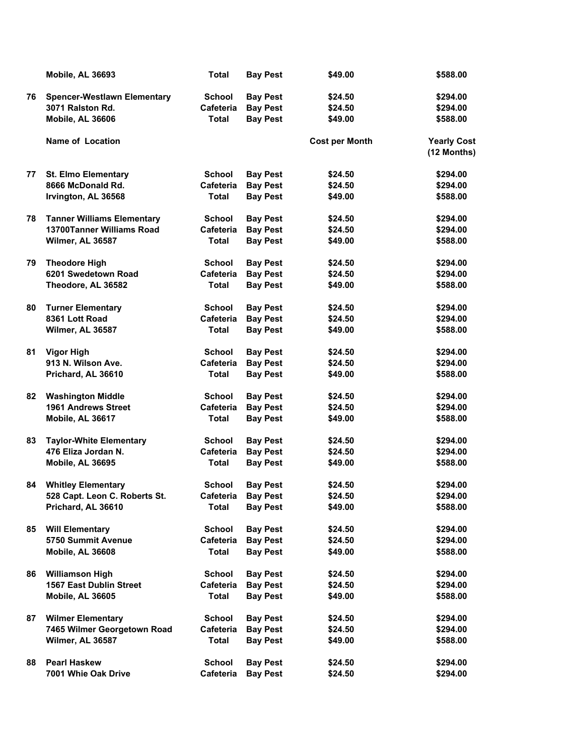| | | | | | |
|---|---|---|---|---|---|
| | **Mobile, AL 36693** | **Total** | **Bay Pest** | **$49.00** | **$588.00** |
| **76** | **Spencer-Westlawn Elementary** | **School** | **Bay Pest** | **$24.50** | **$294.00** |
| | **3071 Ralston Rd.** | **Cafeteria** | **Bay Pest** | **$24.50** | **$294.00** |
| | **Mobile, AL 36606** | **Total** | **Bay Pest** | **$49.00** | **$588.00** |

| | **Name of Location** | | | **Cost per Month** | **Yearly Cost (12 Months)** |
|---|---|---|---|---|---|
| **77** | **St. Elmo Elementary** | **School** | **Bay Pest** | **$24.50** | **$294.00** |
| | **8666 McDonald Rd.** | **Cafeteria** | **Bay Pest** | **$24.50** | **$294.00** |
| | **Irvington, AL 36568** | **Total** | **Bay Pest** | **$49.00** | **$588.00** |
| **78** | **Tanner Williams Elementary** | **School** | **Bay Pest** | **$24.50** | **$294.00** |
| | **13700Tanner Williams Road** | **Cafeteria** | **Bay Pest** | **$24.50** | **$294.00** |
| | **Wilmer, AL 36587** | **Total** | **Bay Pest** | **$49.00** | **$588.00** |
| **79** | **Theodore High** | **School** | **Bay Pest** | **$24.50** | **$294.00** |
| | **6201 Swedetown Road** | **Cafeteria** | **Bay Pest** | **$24.50** | **$294.00** |
| | **Theodore, AL 36582** | **Total** | **Bay Pest** | **$49.00** | **$588.00** |
| **80** | **Turner Elementary** | **School** | **Bay Pest** | **$24.50** | **$294.00** |
| | **8361 Lott Road** | **Cafeteria** | **Bay Pest** | **$24.50** | **$294.00** |
| | **Wilmer, AL 36587** | **Total** | **Bay Pest** | **$49.00** | **$588.00** |
| **81** | **Vigor High** | **School** | **Bay Pest** | **$24.50** | **$294.00** |
| | **913 N. Wilson Ave.** | **Cafeteria** | **Bay Pest** | **$24.50** | **$294.00** |
| | **Prichard, AL 36610** | **Total** | **Bay Pest** | **$49.00** | **$588.00** |
| **82** | **Washington Middle** | **School** | **Bay Pest** | **$24.50** | **$294.00** |
| | **1961 Andrews Street** | **Cafeteria** | **Bay Pest** | **$24.50** | **$294.00** |
| | **Mobile, AL 36617** | **Total** | **Bay Pest** | **$49.00** | **$588.00** |
| **83** | **Taylor-White Elementary** | **School** | **Bay Pest** | **$24.50** | **$294.00** |
| | **476 Eliza Jordan N.** | **Cafeteria** | **Bay Pest** | **$24.50** | **$294.00** |
| | **Mobile, AL 36695** | **Total** | **Bay Pest** | **$49.00** | **$588.00** |
| **84** | **Whitley Elementary** | **School** | **Bay Pest** | **$24.50** | **$294.00** |
| | **528 Capt. Leon C. Roberts St.** | **Cafeteria** | **Bay Pest** | **$24.50** | **$294.00** |
| | **Prichard, AL 36610** | **Total** | **Bay Pest** | **$49.00** | **$588.00** |
| **85** | **Will Elementary** | **School** | **Bay Pest** | **$24.50** | **$294.00** |
| | **5750 Summit Avenue** | **Cafeteria** | **Bay Pest** | **$24.50** | **$294.00** |
| | **Mobile, AL 36608** | **Total** | **Bay Pest** | **$49.00** | **$588.00** |
| **86** | **Williamson High** | **School** | **Bay Pest** | **$24.50** | **$294.00** |
| | **1567 East Dublin Street** | **Cafeteria** | **Bay Pest** | **$24.50** | **$294.00** |
| | **Mobile, AL 36605** | **Total** | **Bay Pest** | **$49.00** | **$588.00** |
| **87** | **Wilmer Elementary** | **School** | **Bay Pest** | **$24.50** | **$294.00** |
| | **7465 Wilmer Georgetown Road** | **Cafeteria** | **Bay Pest** | **$24.50** | **$294.00** |
| | **Wilmer, AL 36587** | **Total** | **Bay Pest** | **$49.00** | **$588.00** |
| **88** | **Pearl Haskew** | **School** | **Bay Pest** | **$24.50** | **$294.00** |
| | **7001 Whie Oak Drive** | **Cafeteria** | **Bay Pest** | **$24.50** | **$294.00** |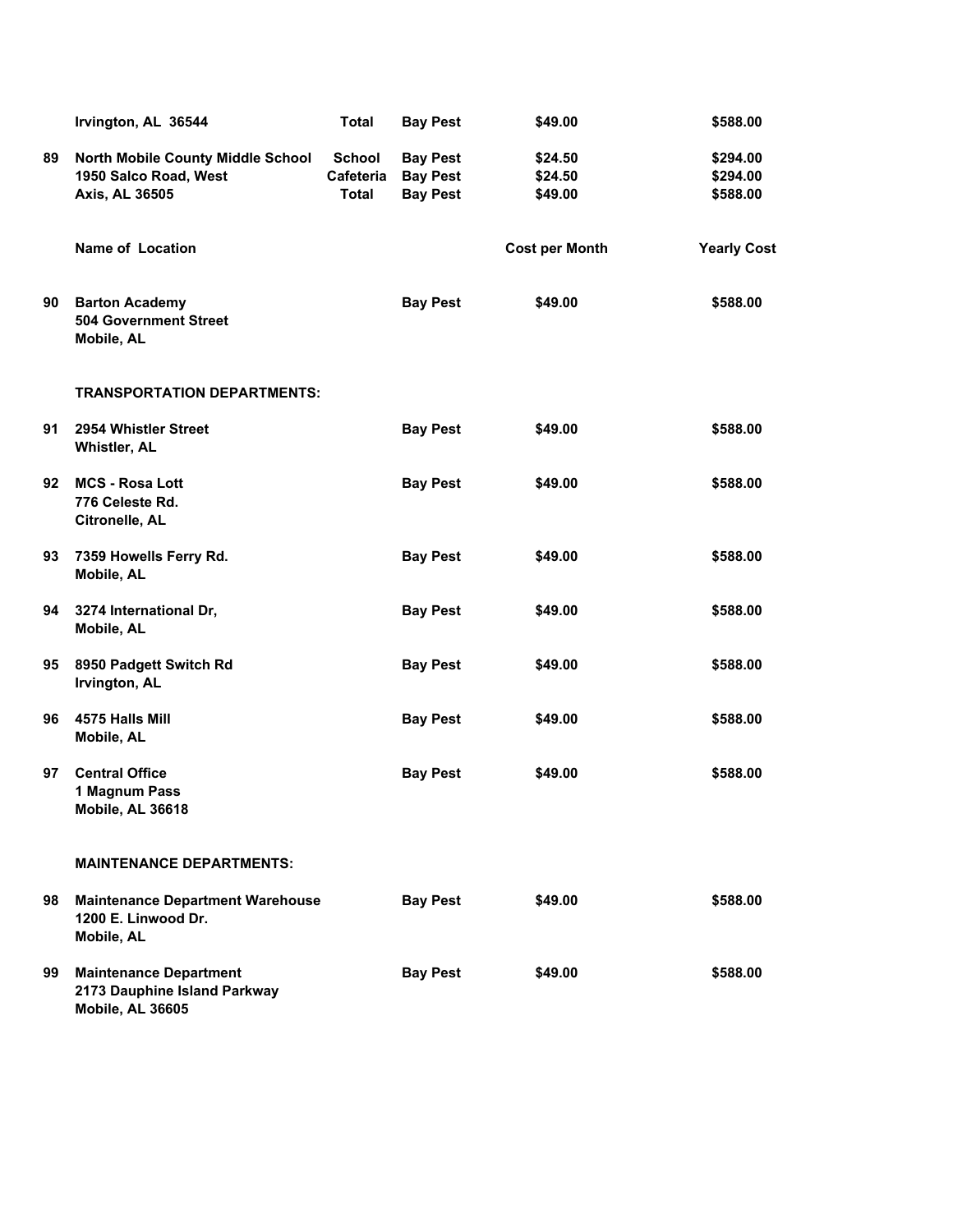| | | | | | |
|---|---|---|---|---|---|
| | Irvington, AL 36544 | Total | Bay Pest | $49.00 | $588.00 |
| 89 | North Mobile County Middle School | School | Bay Pest | $24.50 | $294.00 |
| | 1950 Salco Road, West | Cafeteria | Bay Pest | $24.50 | $294.00 |
| | Axis, AL 36505 | Total | Bay Pest | $49.00 | $588.00 |

| | Name of Location | | | Cost per Month | Yearly Cost |
|---|---|---|---|---|---|
| 90 | Barton Academy<br>504 Government Street<br>Mobile, AL | | Bay Pest | $49.00 | $588.00 |
| | **TRANSPORTATION DEPARTMENTS:** | | | | |
| 91 | 2954 Whistler Street<br>Whistler, AL | | Bay Pest | $49.00 | $588.00 |
| 92 | MCS - Rosa Lott<br>776 Celeste Rd.<br>Citronelle, AL | | Bay Pest | $49.00 | $588.00 |
| 93 | 7359 Howells Ferry Rd.<br>Mobile, AL | | Bay Pest | $49.00 | $588.00 |
| 94 | 3274 International Dr,<br>Mobile, AL | | Bay Pest | $49.00 | $588.00 |
| 95 | 8950 Padgett Switch Rd<br>Irvington, AL | | Bay Pest | $49.00 | $588.00 |
| 96 | 4575 Halls Mill<br>Mobile, AL | | Bay Pest | $49.00 | $588.00 |
| 97 | Central Office<br>1 Magnum Pass<br>Mobile, AL 36618 | | Bay Pest | $49.00 | $588.00 |
| | **MAINTENANCE DEPARTMENTS:** | | | | |
| 98 | Maintenance Department Warehouse<br>1200 E. Linwood Dr.<br>Mobile, AL | | Bay Pest | $49.00 | $588.00 |
| 99 | Maintenance Department<br>2173 Dauphine Island Parkway<br>Mobile, AL 36605 | | Bay Pest | $49.00 | $588.00 |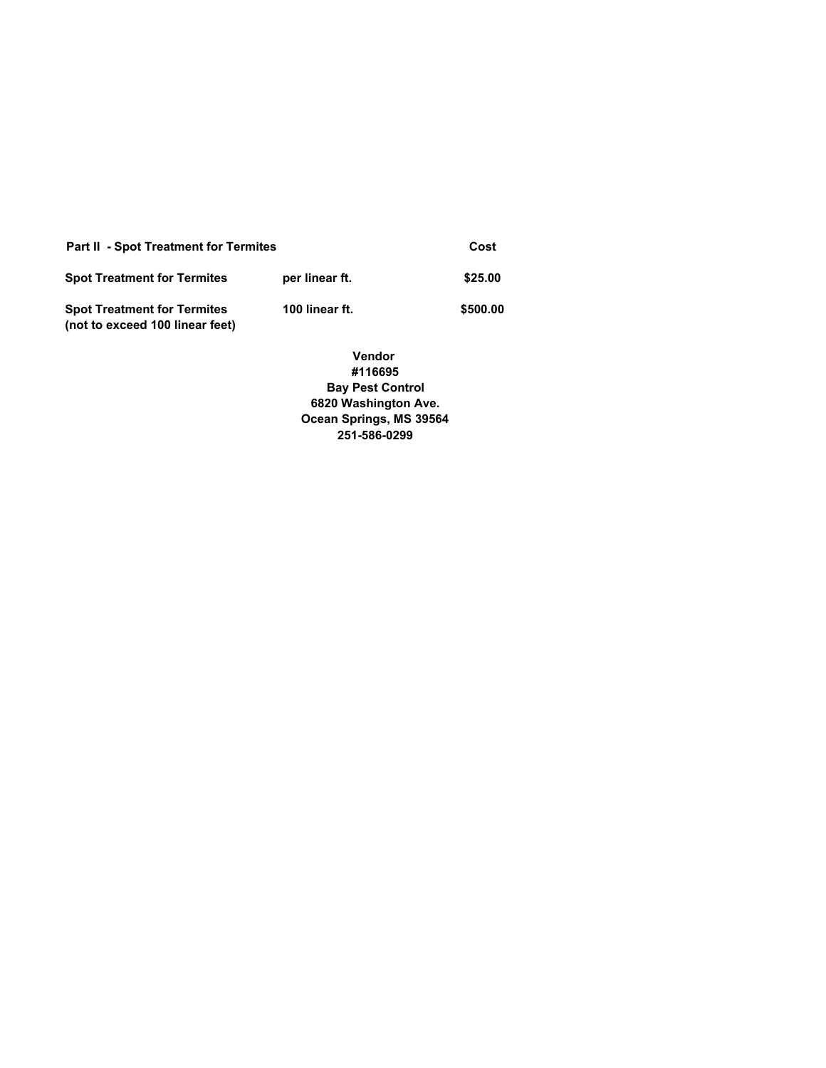| Part II - Spot Treatment for Termites | | Cost |
|---|---|---|
| Spot Treatment for Termites | per linear ft. | $25.00 |
| Spot Treatment for Termites (not to exceed 100 linear feet) | 100 linear ft. | $500.00 |

**Vendor**
**#116695**
**Bay Pest Control**
**6820 Washington Ave.**
**Ocean Springs, MS 39564**
**251-586-0299**